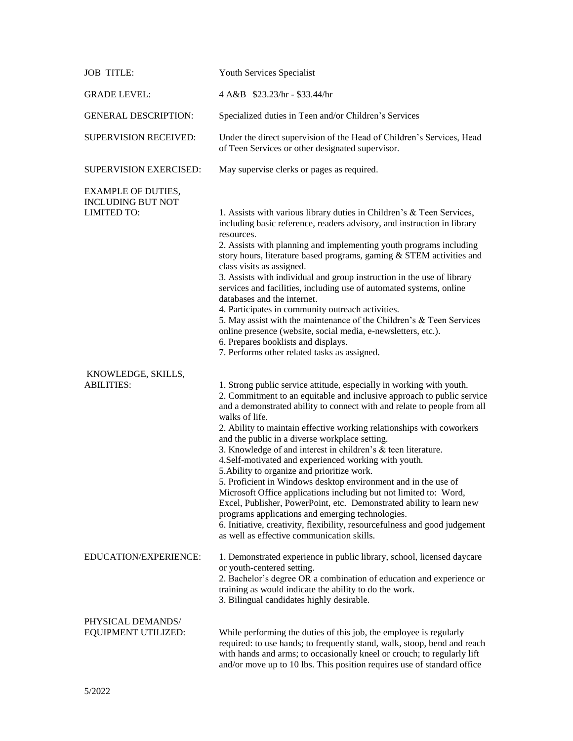**JOB TITLE:** Youth Services Specialist

**GRADE LEVEL:** 4 A&B $23.23/hr - $33.44/hr

**GENERAL DESCRIPTION:** Specialized duties in Teen and/or Children's Services

**SUPERVISION RECEIVED:** Under the direct supervision of the Head of Children's Services, Head of Teen Services or other designated supervisor.

**SUPERVISION EXERCISED:** May supervise clerks or pages as required.

**EXAMPLE OF DUTIES, INCLUDING BUT NOT LIMITED TO:**

1. Assists with various library duties in Children's & Teen Services, including basic reference, readers advisory, and instruction in library resources.
2. Assists with planning and implementing youth programs including story hours, literature based programs, gaming & STEM activities and class visits as assigned.
3. Assists with individual and group instruction in the use of library services and facilities, including use of automated systems, online databases and the internet.
4. Participates in community outreach activities.
5. May assist with the maintenance of the Children's & Teen Services online presence (website, social media, e-newsletters, etc.).
6. Prepares booklists and displays.
7. Performs other related tasks as assigned.

**KNOWLEDGE, SKILLS, ABILITIES:**

1. Strong public service attitude, especially in working with youth.
2. Commitment to an equitable and inclusive approach to public service and a demonstrated ability to connect with and relate to people from all walks of life.
2. Ability to maintain effective working relationships with coworkers and the public in a diverse workplace setting.
3. Knowledge of and interest in children's & teen literature.
4.Self-motivated and experienced working with youth.
5.Ability to organize and prioritize work.
5. Proficient in Windows desktop environment and in the use of Microsoft Office applications including but not limited to: Word, Excel, Publisher, PowerPoint, etc. Demonstrated ability to learn new programs applications and emerging technologies.
6. Initiative, creativity, flexibility, resourcefulness and good judgement as well as effective communication skills.

**EDUCATION/EXPERIENCE:**

1. Demonstrated experience in public library, school, licensed daycare or youth-centered setting.
2. Bachelor's degree OR a combination of education and experience or training as would indicate the ability to do the work.
3. Bilingual candidates highly desirable.

**PHYSICAL DEMANDS/ EQUIPMENT UTILIZED:**

While performing the duties of this job, the employee is regularly required: to use hands; to frequently stand, walk, stoop, bend and reach with hands and arms; to occasionally kneel or crouch; to regularly lift and/or move up to 10 lbs. This position requires use of standard office

5/2022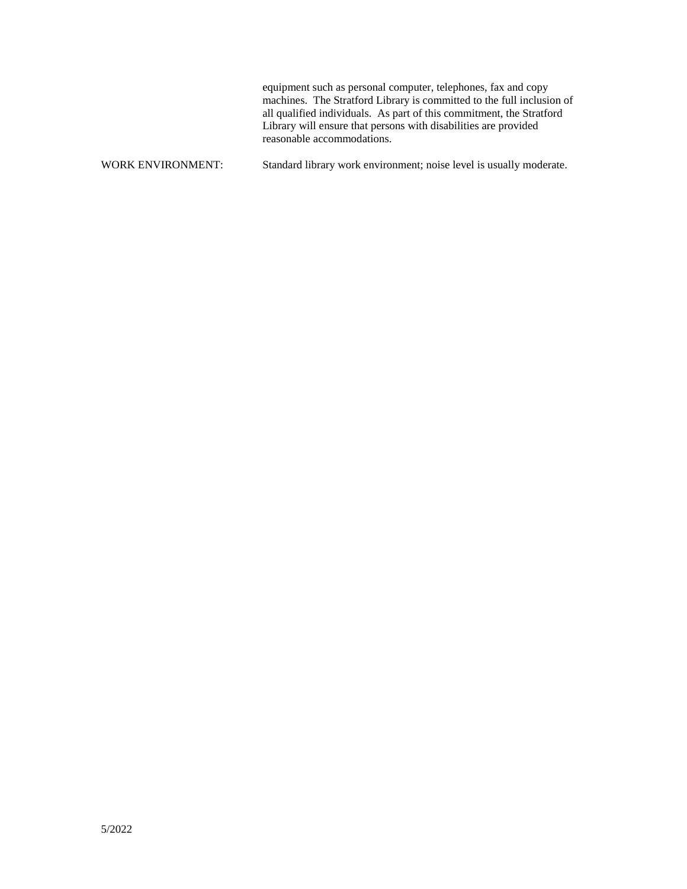equipment such as personal computer, telephones, fax and copy machines. The Stratford Library is committed to the full inclusion of all qualified individuals. As part of this commitment, the Stratford Library will ensure that persons with disabilities are provided reasonable accommodations.

WORK ENVIRONMENT: Standard library work environment; noise level is usually moderate.

5/2022